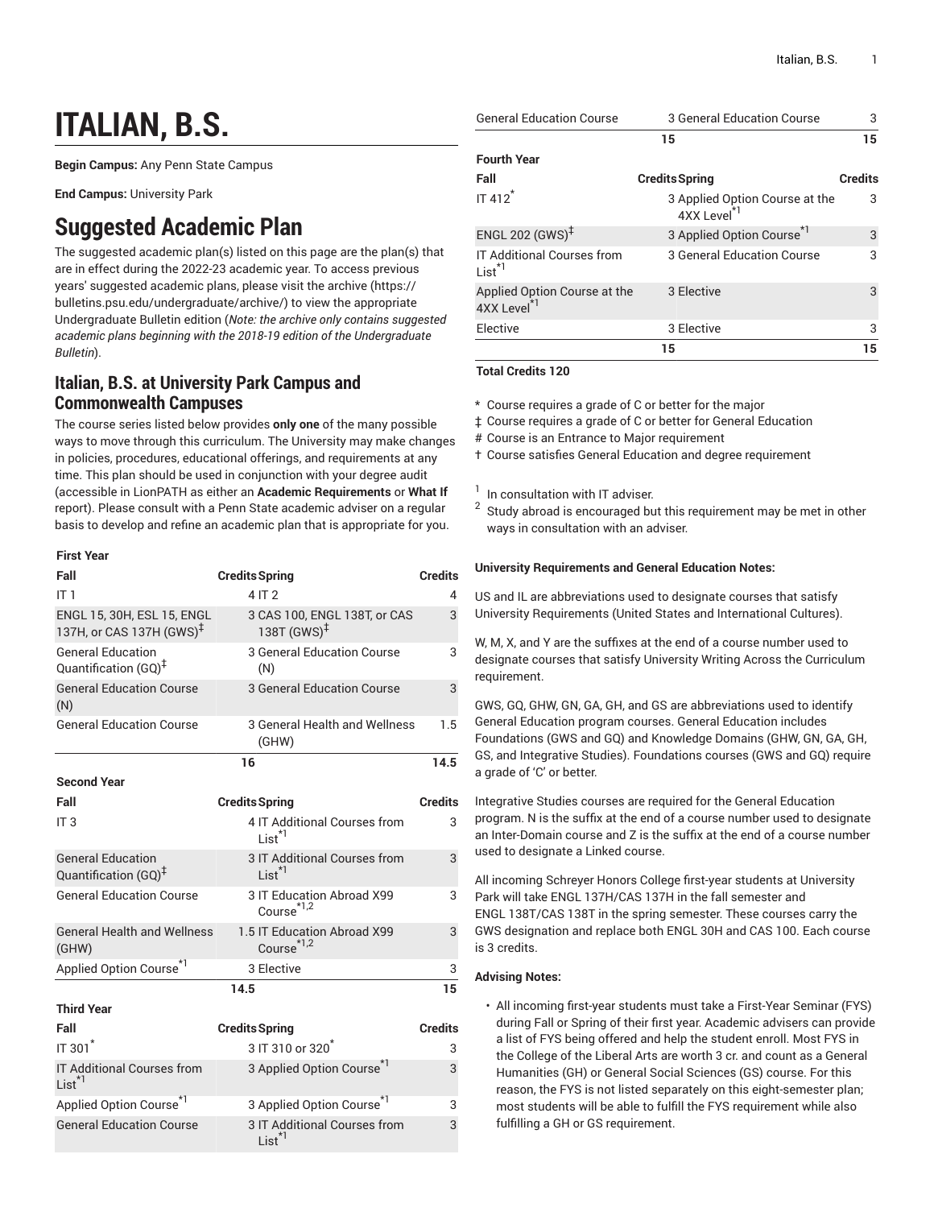# ITALIAN, B.S.

**Begin Campus:** Any Penn State Campus

**End Campus:** University Park

# Suggested Academic Plan

The suggested academic plan(s) listed on this page are the plan(s) that are in effect during the 2022-23 academic year. To access previous years' suggested academic plans, please visit the archive (https://bulletins.psu.edu/undergraduate/archive/) to view the appropriate Undergraduate Bulletin edition (*Note: the archive only contains suggested academic plans beginning with the 2018-19 edition of the Undergraduate Bulletin*).

## Italian, B.S. at University Park Campus and Commonwealth Campuses

The course series listed below provides **only one** of the many possible ways to move through this curriculum. The University may make changes in policies, procedures, educational offerings, and requirements at any time. This plan should be used in conjunction with your degree audit (accessible in LionPATH as either an **Academic Requirements** or **What If** report). Please consult with a Penn State academic adviser on a regular basis to develop and refine an academic plan that is appropriate for you.

**First Year**

| Fall | Credits | Spring | Credits |
|---|---|---|---|
| IT 1 | 4 | IT 2 | 4 |
| ENGL 15, 30H, ESL 15, ENGL 137H, or CAS 137H (GWS)‡ | 3 | CAS 100, ENGL 138T, or CAS 138T (GWS)‡ | 3 |
| General Education Quantification (GQ)‡ | 3 | General Education Course (N) | 3 |
| General Education Course (N) | 3 | General Education Course | 3 |
| General Education Course | 3 | General Health and Wellness (GHW) | 1.5 |
| | 16 | | 14.5 |

**Second Year**

| Fall | Credits | Spring | Credits |
|---|---|---|---|
| IT 3 | 4 | IT Additional Courses from List*1 | 3 |
| General Education Quantification (GQ)‡ | 3 | IT Additional Courses from List*1 | 3 |
| General Education Course | 3 | IT Education Abroad X99 Course*1,2 | 3 |
| General Health and Wellness (GHW) | 1.5 | IT Education Abroad X99 Course*1,2 | 3 |
| Applied Option Course*1 | 3 | Elective | 3 |
| | 14.5 | | 15 |

**Third Year**

| Fall | Credits | Spring | Credits |
|---|---|---|---|
| IT 301* | 3 | IT 310 or 320* | 3 |
| IT Additional Courses from List*1 | 3 | Applied Option Course*1 | 3 |
| Applied Option Course*1 | 3 | Applied Option Course*1 | 3 |
| General Education Course | 3 | IT Additional Courses from List*1 | 3 |
| General Education Course | 3 | General Education Course | 3 |
| | 15 | | 15 |

**Fourth Year**

| Fall | Credits | Spring | Credits |
|---|---|---|---|
| IT 412* | 3 | Applied Option Course at the 4XX Level*1 | 3 |
| ENGL 202 (GWS)‡ | 3 | Applied Option Course*1 | 3 |
| IT Additional Courses from List*1 | 3 | General Education Course | 3 |
| Applied Option Course at the 4XX Level*1 | 3 | Elective | 3 |
| Elective | 3 | Elective | 3 |
| | 15 | | 15 |

**Total Credits 120**

\* Course requires a grade of C or better for the major

‡ Course requires a grade of C or better for General Education

\# Course is an Entrance to Major requirement

† Course satisfies General Education and degree requirement

1 In consultation with IT adviser.

2 Study abroad is encouraged but this requirement may be met in other ways in consultation with an adviser.

**University Requirements and General Education Notes:**

US and IL are abbreviations used to designate courses that satisfy University Requirements (United States and International Cultures).

W, M, X, and Y are the suffixes at the end of a course number used to designate courses that satisfy University Writing Across the Curriculum requirement.

GWS, GQ, GHW, GN, GA, GH, and GS are abbreviations used to identify General Education program courses. General Education includes Foundations (GWS and GQ) and Knowledge Domains (GHW, GN, GA, GH, GS, and Integrative Studies). Foundations courses (GWS and GQ) require a grade of 'C' or better.

Integrative Studies courses are required for the General Education program. N is the suffix at the end of a course number used to designate an Inter-Domain course and Z is the suffix at the end of a course number used to designate a Linked course.

All incoming Schreyer Honors College first-year students at University Park will take ENGL 137H/CAS 137H in the fall semester and ENGL 138T/CAS 138T in the spring semester. These courses carry the GWS designation and replace both ENGL 30H and CAS 100. Each course is 3 credits.

**Advising Notes:**

- All incoming first-year students must take a First-Year Seminar (FYS) during Fall or Spring of their first year. Academic advisers can provide a list of FYS being offered and help the student enroll. Most FYS in the College of the Liberal Arts are worth 3 cr. and count as a General Humanities (GH) or General Social Sciences (GS) course. For this reason, the FYS is not listed separately on this eight-semester plan; most students will be able to fulfill the FYS requirement while also fulfilling a GH or GS requirement.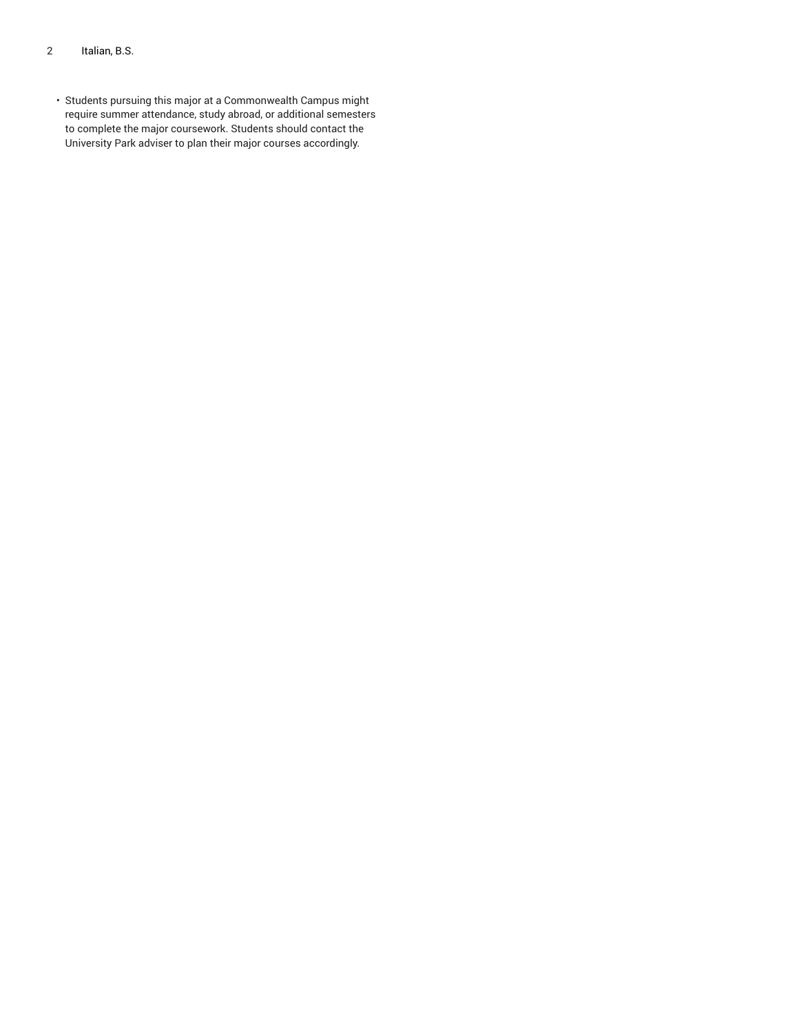- Students pursuing this major at a Commonwealth Campus might require summer attendance, study abroad, or additional semesters to complete the major coursework. Students should contact the University Park adviser to plan their major courses accordingly.